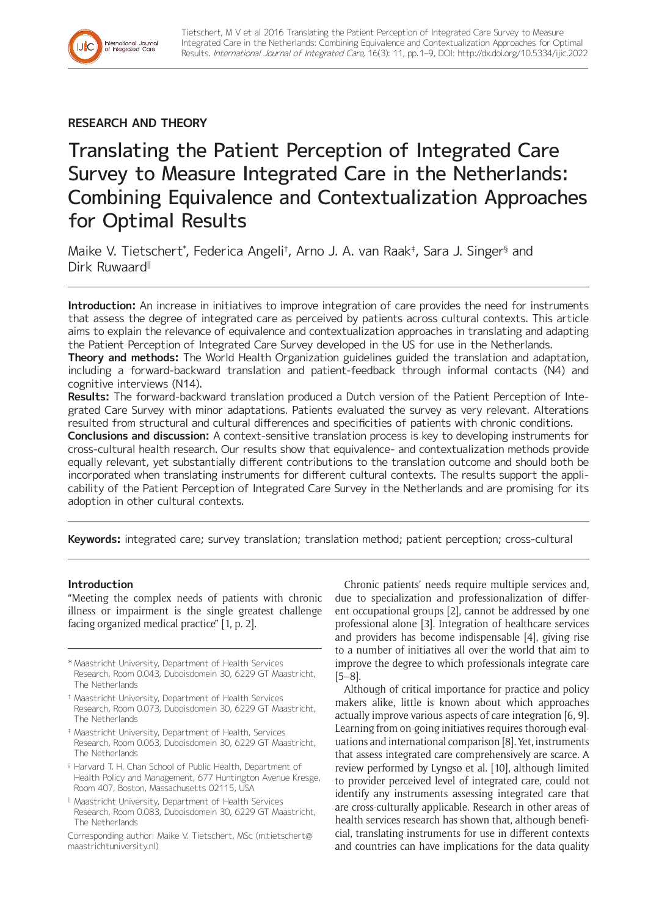RESEARCH AND THEORY

# Translating the Patient Perception of Integrated Care Survey to Measure Integrated Care in the Netherlands: Combining Equivalence and Contextualization Approaches for Optimal Results

Maike V. Tietschert[*], Federica Angeli[†], Arno J. A. van Raak[‡], Sara J. Singer[§] and Dirk Ruwaard[||]

**Introduction:** An increase in initiatives to improve integration of care provides the need for instruments that assess the degree of integrated care as perceived by patients across cultural contexts. This article aims to explain the relevance of equivalence and contextualization approaches in translating and adapting the Patient Perception of Integrated Care Survey developed in the US for use in the Netherlands.

**Theory and methods:** The World Health Organization guidelines guided the translation and adaptation, including a forward-backward translation and patient-feedback through informal contacts (N4) and cognitive interviews (N14).

**Results:** The forward-backward translation produced a Dutch version of the Patient Perception of Integrated Care Survey with minor adaptations. Patients evaluated the survey as very relevant. Alterations resulted from structural and cultural differences and specificities of patients with chronic conditions.

**Conclusions and discussion:** A context-sensitive translation process is key to developing instruments for cross-cultural health research. Our results show that equivalence- and contextualization methods provide equally relevant, yet substantially different contributions to the translation outcome and should both be incorporated when translating instruments for different cultural contexts. The results support the applicability of the Patient Perception of Integrated Care Survey in the Netherlands and are promising for its adoption in other cultural contexts.

**Keywords:** integrated care; survey translation; translation method; patient perception; cross-cultural

## Introduction

"Meeting the complex needs of patients with chronic illness or impairment is the single greatest challenge facing organized medical practice" [1, p. 2].

Chronic patients' needs require multiple services and, due to specialization and professionalization of different occupational groups [2], cannot be addressed by one professional alone [3]. Integration of healthcare services and providers has become indispensable [4], giving rise to a number of initiatives all over the world that aim to improve the degree to which professionals integrate care [5–8].

Although of critical importance for practice and policy makers alike, little is known about which approaches actually improve various aspects of care integration [6, 9]. Learning from on-going initiatives requires thorough evaluations and international comparison [8]. Yet, instruments that assess integrated care comprehensively are scarce. A review performed by Lyngsø et al. [10], although limited to provider perceived level of integrated care, could not identify any instruments assessing integrated care that are cross-culturally applicable. Research in other areas of health services research has shown that, although beneficial, translating instruments for use in different contexts and countries can have implications for the data quality

[*] Maastricht University, Department of Health Services Research, Room 0.043, Duboisdomein 30, 6229 GT Maastricht, The Netherlands

[†] Maastricht University, Department of Health Services Research, Room 0.073, Duboisdomein 30, 6229 GT Maastricht, The Netherlands

[‡] Maastricht University, Department of Health, Services Research, Room 0.063, Duboisdomein 30, 6229 GT Maastricht, The Netherlands

[§] Harvard T. H. Chan School of Public Health, Department of Health Policy and Management, 677 Huntington Avenue Kresge, Room 407, Boston, Massachusetts 02115, USA

[||] Maastricht University, Department of Health Services Research, Room 0.083, Duboisdomein 30, 6229 GT Maastricht, The Netherlands

Corresponding author: Maike V. Tietschert, MSc (m.tietschert@maastrichtuniversity.nl)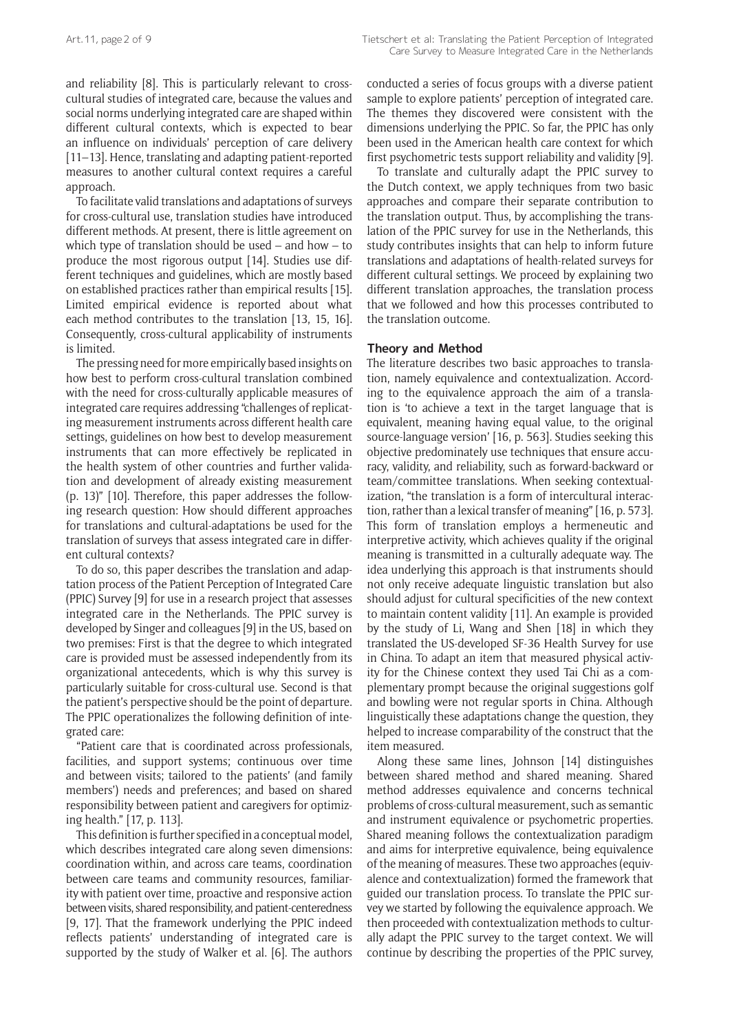and reliability [8]. This is particularly relevant to cross-cultural studies of integrated care, because the values and social norms underlying integrated care are shaped within different cultural contexts, which is expected to bear an influence on individuals' perception of care delivery [11–13]. Hence, translating and adapting patient-reported measures to another cultural context requires a careful approach.

To facilitate valid translations and adaptations of surveys for cross-cultural use, translation studies have introduced different methods. At present, there is little agreement on which type of translation should be used – and how – to produce the most rigorous output [14]. Studies use different techniques and guidelines, which are mostly based on established practices rather than empirical results [15]. Limited empirical evidence is reported about what each method contributes to the translation [13, 15, 16]. Consequently, cross-cultural applicability of instruments is limited.

The pressing need for more empirically based insights on how best to perform cross-cultural translation combined with the need for cross-culturally applicable measures of integrated care requires addressing "challenges of replicating measurement instruments across different health care settings, guidelines on how best to develop measurement instruments that can more effectively be replicated in the health system of other countries and further validation and development of already existing measurement (p. 13)" [10]. Therefore, this paper addresses the following research question: How should different approaches for translations and cultural-adaptations be used for the translation of surveys that assess integrated care in different cultural contexts?

To do so, this paper describes the translation and adaptation process of the Patient Perception of Integrated Care (PPIC) Survey [9] for use in a research project that assesses integrated care in the Netherlands. The PPIC survey is developed by Singer and colleagues [9] in the US, based on two premises: First is that the degree to which integrated care is provided must be assessed independently from its organizational antecedents, which is why this survey is particularly suitable for cross-cultural use. Second is that the patient's perspective should be the point of departure. The PPIC operationalizes the following definition of integrated care:

"Patient care that is coordinated across professionals, facilities, and support systems; continuous over time and between visits; tailored to the patients' (and family members') needs and preferences; and based on shared responsibility between patient and caregivers for optimizing health." [17, p. 113].

This definition is further specified in a conceptual model, which describes integrated care along seven dimensions: coordination within, and across care teams, coordination between care teams and community resources, familiarity with patient over time, proactive and responsive action between visits, shared responsibility, and patient-centeredness [9, 17]. That the framework underlying the PPIC indeed reflects patients' understanding of integrated care is supported by the study of Walker et al. [6]. The authors conducted a series of focus groups with a diverse patient sample to explore patients' perception of integrated care. The themes they discovered were consistent with the dimensions underlying the PPIC. So far, the PPIC has only been used in the American health care context for which first psychometric tests support reliability and validity [9].

To translate and culturally adapt the PPIC survey to the Dutch context, we apply techniques from two basic approaches and compare their separate contribution to the translation output. Thus, by accomplishing the translation of the PPIC survey for use in the Netherlands, this study contributes insights that can help to inform future translations and adaptations of health-related surveys for different cultural settings. We proceed by explaining two different translation approaches, the translation process that we followed and how this processes contributed to the translation outcome.

## Theory and Method

The literature describes two basic approaches to translation, namely equivalence and contextualization. According to the equivalence approach the aim of a translation is 'to achieve a text in the target language that is equivalent, meaning having equal value, to the original source-language version' [16, p. 563]. Studies seeking this objective predominately use techniques that ensure accuracy, validity, and reliability, such as forward-backward or team/committee translations. When seeking contextualization, "the translation is a form of intercultural interaction, rather than a lexical transfer of meaning" [16, p. 573]. This form of translation employs a hermeneutic and interpretive activity, which achieves quality if the original meaning is transmitted in a culturally adequate way. The idea underlying this approach is that instruments should not only receive adequate linguistic translation but also should adjust for cultural specificities of the new context to maintain content validity [11]. An example is provided by the study of Li, Wang and Shen [18] in which they translated the US-developed SF-36 Health Survey for use in China. To adapt an item that measured physical activity for the Chinese context they used Tai Chi as a complementary prompt because the original suggestions golf and bowling were not regular sports in China. Although linguistically these adaptations change the question, they helped to increase comparability of the construct that the item measured.

Along these same lines, Johnson [14] distinguishes between shared method and shared meaning. Shared method addresses equivalence and concerns technical problems of cross-cultural measurement, such as semantic and instrument equivalence or psychometric properties. Shared meaning follows the contextualization paradigm and aims for interpretive equivalence, being equivalence of the meaning of measures. These two approaches (equivalence and contextualization) formed the framework that guided our translation process. To translate the PPIC survey we started by following the equivalence approach. We then proceeded with contextualization methods to culturally adapt the PPIC survey to the target context. We will continue by describing the properties of the PPIC survey,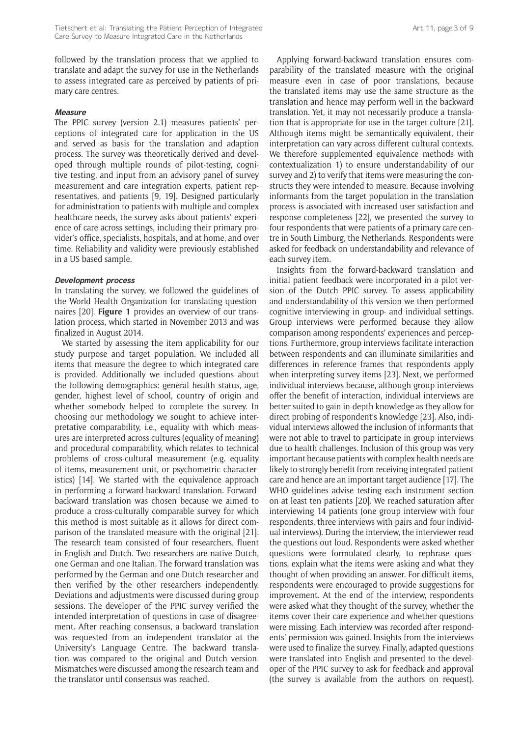followed by the translation process that we applied to translate and adapt the survey for use in the Netherlands to assess integrated care as perceived by patients of primary care centres.

### *Measure*

The PPIC survey (version 2.1) measures patients' perceptions of integrated care for application in the US and served as basis for the translation and adaption process. The survey was theoretically derived and developed through multiple rounds of pilot-testing, cognitive testing, and input from an advisory panel of survey measurement and care integration experts, patient representatives, and patients [9, 19]. Designed particularly for administration to patients with multiple and complex healthcare needs, the survey asks about patients' experience of care across settings, including their primary provider's office, specialists, hospitals, and at home, and over time. Reliability and validity were previously established in a US based sample.

### *Development process*

In translating the survey, we followed the guidelines of the World Health Organization for translating questionnaires [20]. **Figure 1** provides an overview of our translation process, which started in November 2013 and was finalized in August 2014.

We started by assessing the item applicability for our study purpose and target population. We included all items that measure the degree to which integrated care is provided. Additionally we included questions about the following demographics: general health status, age, gender, highest level of school, country of origin and whether somebody helped to complete the survey. In choosing our methodology we sought to achieve interpretative comparability, i.e., equality with which measures are interpreted across cultures (equality of meaning) and procedural comparability, which relates to technical problems of cross-cultural measurement (e.g. equality of items, measurement unit, or psychometric characteristics) [14]. We started with the equivalence approach in performing a forward-backward translation. Forward-backward translation was chosen because we aimed to produce a cross-culturally comparable survey for which this method is most suitable as it allows for direct comparison of the translated measure with the original [21]. The research team consisted of four researchers, fluent in English and Dutch. Two researchers are native Dutch, one German and one Italian. The forward translation was performed by the German and one Dutch researcher and then verified by the other researchers independently. Deviations and adjustments were discussed during group sessions. The developer of the PPIC survey verified the intended interpretation of questions in case of disagreement. After reaching consensus, a backward translation was requested from an independent translator at the University's Language Centre. The backward translation was compared to the original and Dutch version. Mismatches were discussed among the research team and the translator until consensus was reached.

Applying forward-backward translation ensures comparability of the translated measure with the original measure even in case of poor translations, because the translated items may use the same structure as the translation and hence may perform well in the backward translation. Yet, it may not necessarily produce a translation that is appropriate for use in the target culture [21]. Although items might be semantically equivalent, their interpretation can vary across different cultural contexts. We therefore supplemented equivalence methods with contextualization 1) to ensure understandability of our survey and 2) to verify that items were measuring the constructs they were intended to measure. Because involving informants from the target population in the translation process is associated with increased user satisfaction and response completeness [22], we presented the survey to four respondents that were patients of a primary care centre in South Limburg, the Netherlands. Respondents were asked for feedback on understandability and relevance of each survey item.

Insights from the forward-backward translation and initial patient feedback were incorporated in a pilot version of the Dutch PPIC survey. To assess applicability and understandability of this version we then performed cognitive interviewing in group- and individual settings. Group interviews were performed because they allow comparison among respondents' experiences and perceptions. Furthermore, group interviews facilitate interaction between respondents and can illuminate similarities and differences in reference frames that respondents apply when interpreting survey items [23]. Next, we performed individual interviews because, although group interviews offer the benefit of interaction, individual interviews are better suited to gain in-depth knowledge as they allow for direct probing of respondent's knowledge [23]. Also, individual interviews allowed the inclusion of informants that were not able to travel to participate in group interviews due to health challenges. Inclusion of this group was very important because patients with complex health needs are likely to strongly benefit from receiving integrated patient care and hence are an important target audience [17]. The WHO guidelines advise testing each instrument section on at least ten patients [20]. We reached saturation after interviewing 14 patients (one group interview with four respondents, three interviews with pairs and four individual interviews). During the interview, the interviewer read the questions out loud. Respondents were asked whether questions were formulated clearly, to rephrase questions, explain what the items were asking and what they thought of when providing an answer. For difficult items, respondents were encouraged to provide suggestions for improvement. At the end of the interview, respondents were asked what they thought of the survey, whether the items cover their care experience and whether questions were missing. Each interview was recorded after respondents' permission was gained. Insights from the interviews were used to finalize the survey. Finally, adapted questions were translated into English and presented to the developer of the PPIC survey to ask for feedback and approval (the survey is available from the authors on request).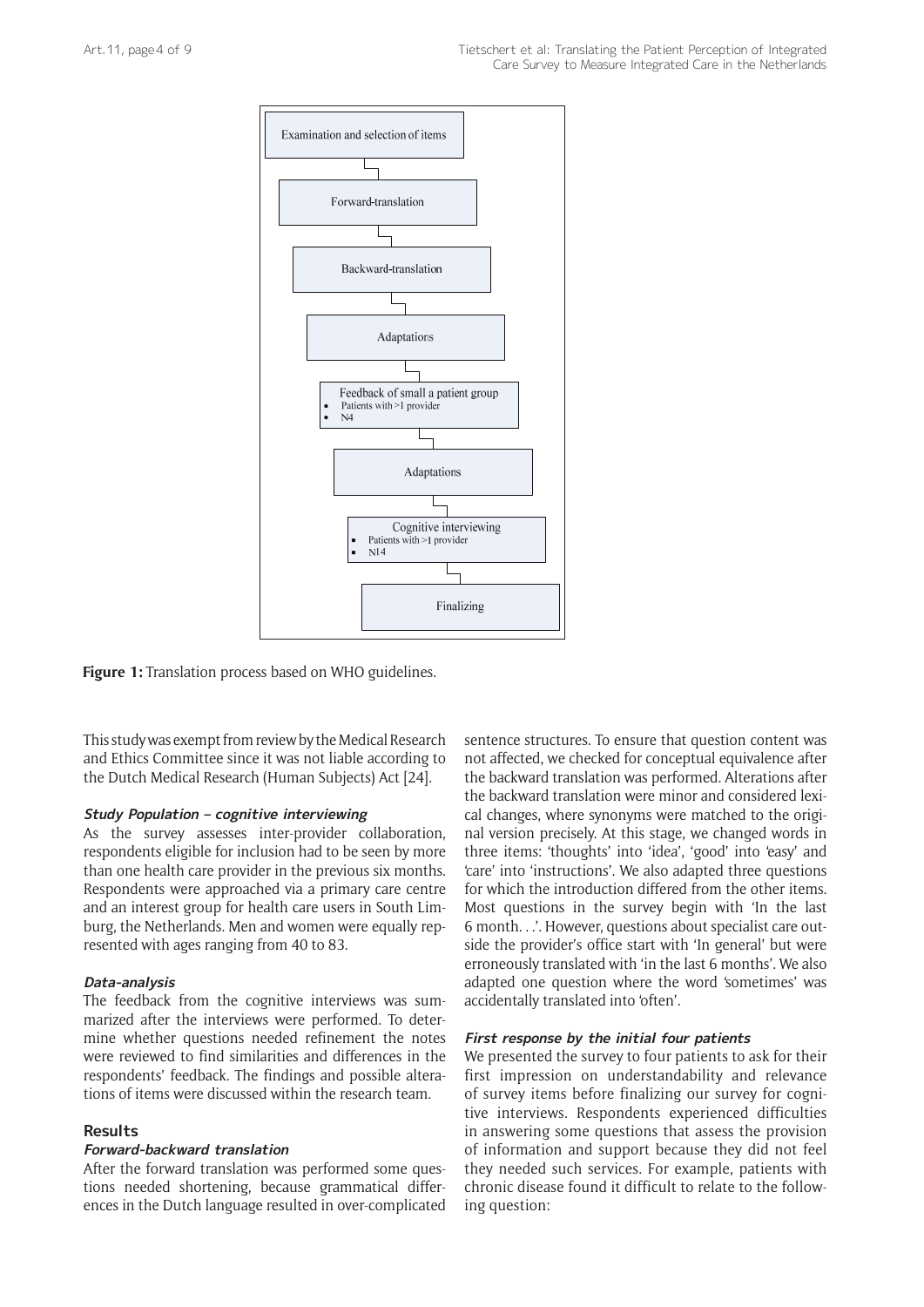Examination and selection of items

Forward-translation

Backward-translation

Adaptations

Feedback of small a patient group
- Patients with >1 provider
- N4

Adaptations

Cognitive interviewing
- Patients with >1 provider
- N14

Finalizing

**Figure 1:** Translation process based on WHO guidelines.

This study was exempt from review by the Medical Research and Ethics Committee since it was not liable according to the Dutch Medical Research (Human Subjects) Act [24].

### *Study Population – cognitive interviewing*

As the survey assesses inter-provider collaboration, respondents eligible for inclusion had to be seen by more than one health care provider in the previous six months. Respondents were approached via a primary care centre and an interest group for health care users in South Limburg, the Netherlands. Men and women were equally represented with ages ranging from 40 to 83.

### *Data-analysis*

The feedback from the cognitive interviews was summarized after the interviews were performed. To determine whether questions needed refinement the notes were reviewed to find similarities and differences in the respondents' feedback. The findings and possible alterations of items were discussed within the research team.

## Results

### *Forward-backward translation*

After the forward translation was performed some questions needed shortening, because grammatical differences in the Dutch language resulted in over-complicated sentence structures. To ensure that question content was not affected, we checked for conceptual equivalence after the backward translation was performed. Alterations after the backward translation were minor and considered lexical changes, where synonyms were matched to the original version precisely. At this stage, we changed words in three items: 'thoughts' into 'idea', 'good' into 'easy' and 'care' into 'instructions'. We also adapted three questions for which the introduction differed from the other items. Most questions in the survey begin with 'In the last 6 month. . .'. However, questions about specialist care outside the provider's office start with 'In general' but were erroneously translated with 'in the last 6 months'. We also adapted one question where the word 'sometimes' was accidentally translated into 'often'.

### *First response by the initial four patients*

We presented the survey to four patients to ask for their first impression on understandability and relevance of survey items before finalizing our survey for cognitive interviews. Respondents experienced difficulties in answering some questions that assess the provision of information and support because they did not feel they needed such services. For example, patients with chronic disease found it difficult to relate to the following question: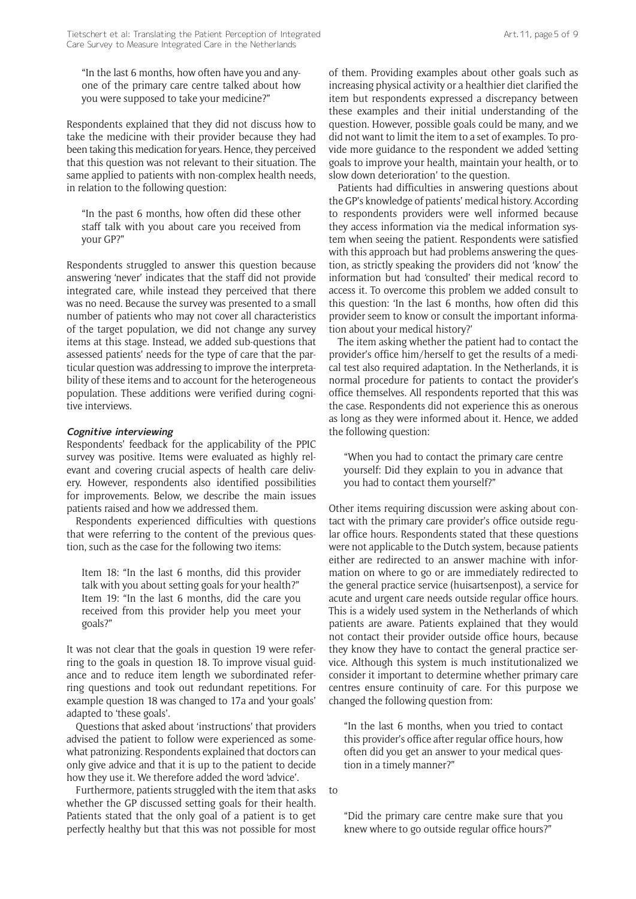> "In the last 6 months, how often have you and anyone of the primary care centre talked about how you were supposed to take your medicine?"

Respondents explained that they did not discuss how to take the medicine with their provider because they had been taking this medication for years. Hence, they perceived that this question was not relevant to their situation. The same applied to patients with non-complex health needs, in relation to the following question:

> "In the past 6 months, how often did these other staff talk with you about care you received from your GP?"

Respondents struggled to answer this question because answering 'never' indicates that the staff did not provide integrated care, while instead they perceived that there was no need. Because the survey was presented to a small number of patients who may not cover all characteristics of the target population, we did not change any survey items at this stage. Instead, we added sub-questions that assessed patients' needs for the type of care that the particular question was addressing to improve the interpretability of these items and to account for the heterogeneous population. These additions were verified during cognitive interviews.

#### *Cognitive interviewing*

Respondents' feedback for the applicability of the PPIC survey was positive. Items were evaluated as highly relevant and covering crucial aspects of health care delivery. However, respondents also identified possibilities for improvements. Below, we describe the main issues patients raised and how we addressed them.

Respondents experienced difficulties with questions that were referring to the content of the previous question, such as the case for the following two items:

> Item 18: "In the last 6 months, did this provider talk with you about setting goals for your health?"
> Item 19: "In the last 6 months, did the care you received from this provider help you meet your goals?"

It was not clear that the goals in question 19 were referring to the goals in question 18. To improve visual guidance and to reduce item length we subordinated referring questions and took out redundant repetitions. For example question 18 was changed to 17a and 'your goals' adapted to 'these goals'.

Questions that asked about 'instructions' that providers advised the patient to follow were experienced as somewhat patronizing. Respondents explained that doctors can only give advice and that it is up to the patient to decide how they use it. We therefore added the word 'advice'.

Furthermore, patients struggled with the item that asks whether the GP discussed setting goals for their health. Patients stated that the only goal of a patient is to get perfectly healthy but that this was not possible for most of them. Providing examples about other goals such as increasing physical activity or a healthier diet clarified the item but respondents expressed a discrepancy between these examples and their initial understanding of the question. However, possible goals could be many, and we did not want to limit the item to a set of examples. To provide more guidance to the respondent we added 'setting goals to improve your health, maintain your health, or to slow down deterioration' to the question.

Patients had difficulties in answering questions about the GP's knowledge of patients' medical history. According to respondents providers were well informed because they access information via the medical information system when seeing the patient. Respondents were satisfied with this approach but had problems answering the question, as strictly speaking the providers did not 'know' the information but had 'consulted' their medical record to access it. To overcome this problem we added consult to this question: 'In the last 6 months, how often did this provider seem to know or consult the important information about your medical history?'

The item asking whether the patient had to contact the provider's office him/herself to get the results of a medical test also required adaptation. In the Netherlands, it is normal procedure for patients to contact the provider's office themselves. All respondents reported that this was the case. Respondents did not experience this as onerous as long as they were informed about it. Hence, we added the following question:

> "When you had to contact the primary care centre yourself: Did they explain to you in advance that you had to contact them yourself?"

Other items requiring discussion were asking about contact with the primary care provider's office outside regular office hours. Respondents stated that these questions were not applicable to the Dutch system, because patients either are redirected to an answer machine with information on where to go or are immediately redirected to the general practice service (huisartsenpost), a service for acute and urgent care needs outside regular office hours. This is a widely used system in the Netherlands of which patients are aware. Patients explained that they would not contact their provider outside office hours, because they know they have to contact the general practice service. Although this system is much institutionalized we consider it important to determine whether primary care centres ensure continuity of care. For this purpose we changed the following question from:

> "In the last 6 months, when you tried to contact this provider's office after regular office hours, how often did you get an answer to your medical question in a timely manner?"

to

> "Did the primary care centre make sure that you knew where to go outside regular office hours?"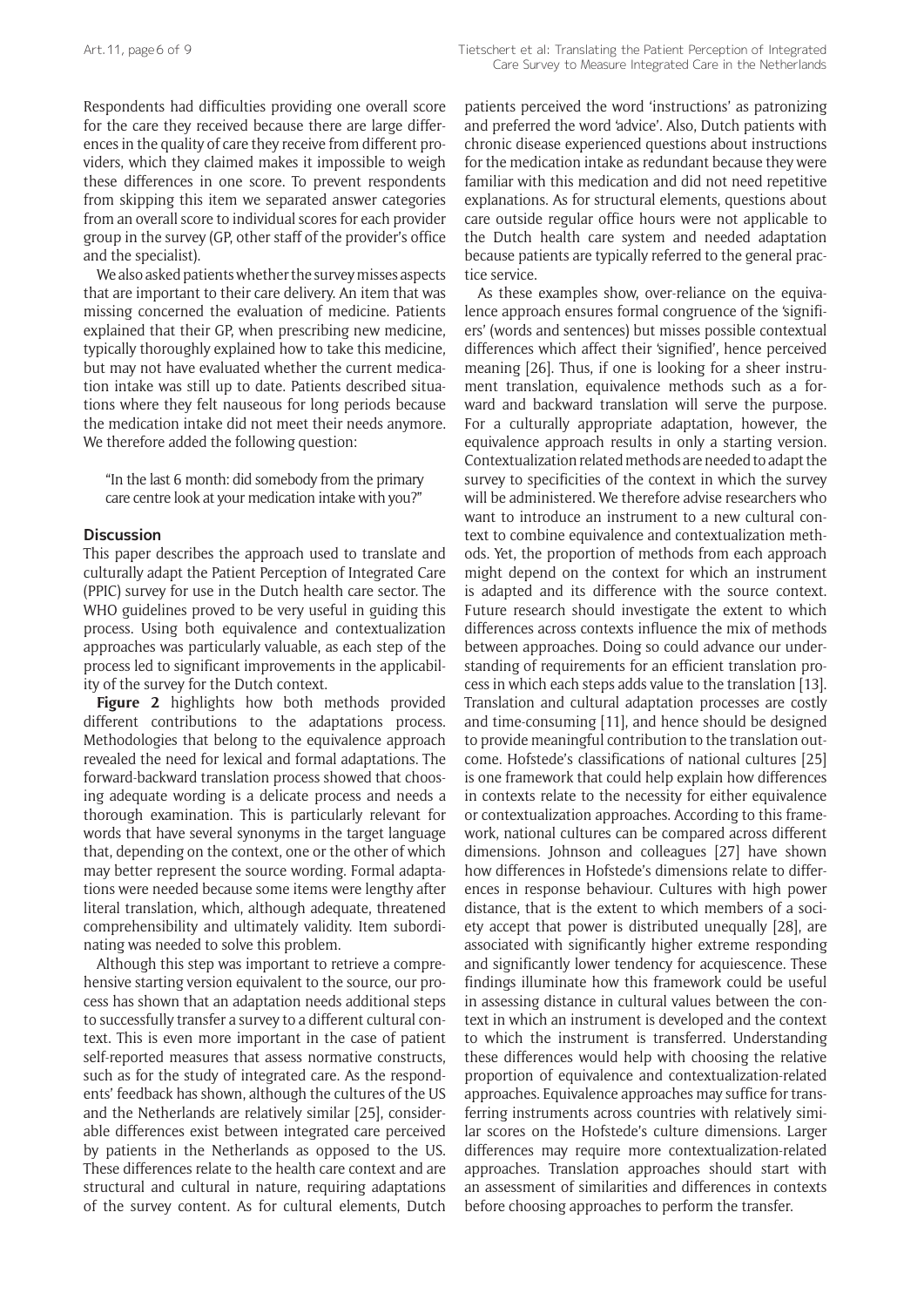Respondents had difficulties providing one overall score for the care they received because there are large differences in the quality of care they receive from different providers, which they claimed makes it impossible to weigh these differences in one score. To prevent respondents from skipping this item we separated answer categories from an overall score to individual scores for each provider group in the survey (GP, other staff of the provider's office and the specialist).

We also asked patients whether the survey misses aspects that are important to their care delivery. An item that was missing concerned the evaluation of medicine. Patients explained that their GP, when prescribing new medicine, typically thoroughly explained how to take this medicine, but may not have evaluated whether the current medication intake was still up to date. Patients described situations where they felt nauseous for long periods because the medication intake did not meet their needs anymore. We therefore added the following question:

> "In the last 6 month: did somebody from the primary care centre look at your medication intake with you?"

## Discussion

This paper describes the approach used to translate and culturally adapt the Patient Perception of Integrated Care (PPIC) survey for use in the Dutch health care sector. The WHO guidelines proved to be very useful in guiding this process. Using both equivalence and contextualization approaches was particularly valuable, as each step of the process led to significant improvements in the applicability of the survey for the Dutch context.

**Figure 2** highlights how both methods provided different contributions to the adaptations process. Methodologies that belong to the equivalence approach revealed the need for lexical and formal adaptations. The forward-backward translation process showed that choosing adequate wording is a delicate process and needs a thorough examination. This is particularly relevant for words that have several synonyms in the target language that, depending on the context, one or the other of which may better represent the source wording. Formal adaptations were needed because some items were lengthy after literal translation, which, although adequate, threatened comprehensibility and ultimately validity. Item subordinating was needed to solve this problem.

Although this step was important to retrieve a comprehensive starting version equivalent to the source, our process has shown that an adaptation needs additional steps to successfully transfer a survey to a different cultural context. This is even more important in the case of patient self-reported measures that assess normative constructs, such as for the study of integrated care. As the respondents' feedback has shown, although the cultures of the US and the Netherlands are relatively similar [25], considerable differences exist between integrated care perceived by patients in the Netherlands as opposed to the US. These differences relate to the health care context and are structural and cultural in nature, requiring adaptations of the survey content. As for cultural elements, Dutch patients perceived the word 'instructions' as patronizing and preferred the word 'advice'. Also, Dutch patients with chronic disease experienced questions about instructions for the medication intake as redundant because they were familiar with this medication and did not need repetitive explanations. As for structural elements, questions about care outside regular office hours were not applicable to the Dutch health care system and needed adaptation because patients are typically referred to the general practice service.

As these examples show, over-reliance on the equivalence approach ensures formal congruence of the 'signifiers' (words and sentences) but misses possible contextual differences which affect their 'signified', hence perceived meaning [26]. Thus, if one is looking for a sheer instrument translation, equivalence methods such as a forward and backward translation will serve the purpose. For a culturally appropriate adaptation, however, the equivalence approach results in only a starting version. Contextualization related methods are needed to adapt the survey to specificities of the context in which the survey will be administered. We therefore advise researchers who want to introduce an instrument to a new cultural context to combine equivalence and contextualization methods. Yet, the proportion of methods from each approach might depend on the context for which an instrument is adapted and its difference with the source context. Future research should investigate the extent to which differences across contexts influence the mix of methods between approaches. Doing so could advance our understanding of requirements for an efficient translation process in which each steps adds value to the translation [13]. Translation and cultural adaptation processes are costly and time-consuming [11], and hence should be designed to provide meaningful contribution to the translation outcome. Hofstede's classifications of national cultures [25] is one framework that could help explain how differences in contexts relate to the necessity for either equivalence or contextualization approaches. According to this framework, national cultures can be compared across different dimensions. Johnson and colleagues [27] have shown how differences in Hofstede's dimensions relate to differences in response behaviour. Cultures with high power distance, that is the extent to which members of a society accept that power is distributed unequally [28], are associated with significantly higher extreme responding and significantly lower tendency for acquiescence. These findings illuminate how this framework could be useful in assessing distance in cultural values between the context in which an instrument is developed and the context to which the instrument is transferred. Understanding these differences would help with choosing the relative proportion of equivalence and contextualization-related approaches. Equivalence approaches may suffice for transferring instruments across countries with relatively similar scores on the Hofstede's culture dimensions. Larger differences may require more contextualization-related approaches. Translation approaches should start with an assessment of similarities and differences in contexts before choosing approaches to perform the transfer.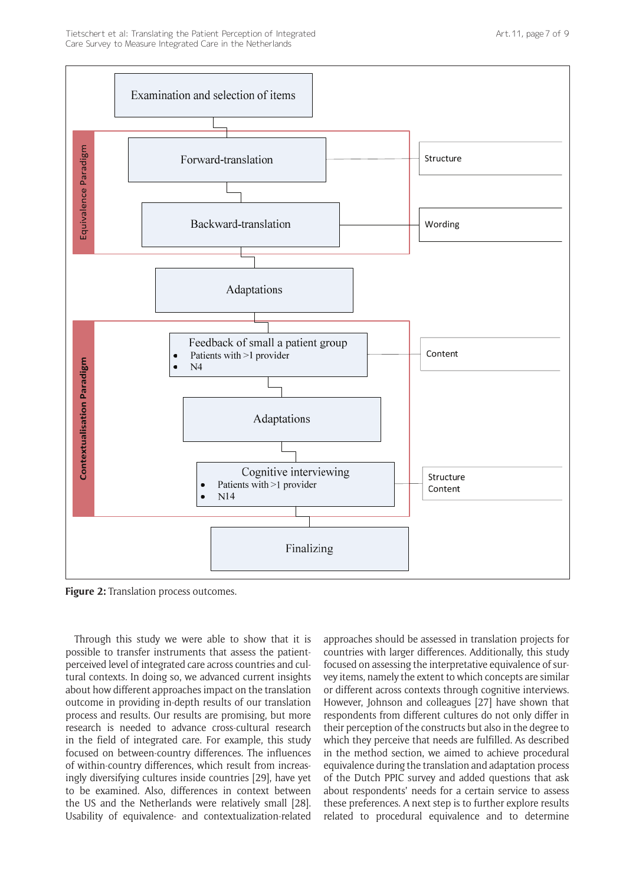Examination and selection of items

Equivalence Paradigm

Forward-translation

Structure

Backward-translation

Wording

Adaptations

Contextualisation Paradigm

Feedback of small a patient group
- Patients with >1 provider
- N4

Content

Adaptations

Cognitive interviewing
- Patients with >1 provider
- N14

Structure
Content

Finalizing

**Figure 2:** Translation process outcomes.

Through this study we were able to show that it is possible to transfer instruments that assess the patient-perceived level of integrated care across countries and cultural contexts. In doing so, we advanced current insights about how different approaches impact on the translation outcome in providing in-depth results of our translation process and results. Our results are promising, but more research is needed to advance cross-cultural research in the field of integrated care. For example, this study focused on between-country differences. The influences of within-country differences, which result from increasingly diversifying cultures inside countries [29], have yet to be examined. Also, differences in context between the US and the Netherlands were relatively small [28]. Usability of equivalence- and contextualization-related approaches should be assessed in translation projects for countries with larger differences. Additionally, this study focused on assessing the interpretative equivalence of survey items, namely the extent to which concepts are similar or different across contexts through cognitive interviews. However, Johnson and colleagues [27] have shown that respondents from different cultures do not only differ in their perception of the constructs but also in the degree to which they perceive that needs are fulfilled. As described in the method section, we aimed to achieve procedural equivalence during the translation and adaptation process of the Dutch PPIC survey and added questions that ask about respondents' needs for a certain service to assess these preferences. A next step is to further explore results related to procedural equivalence and to determine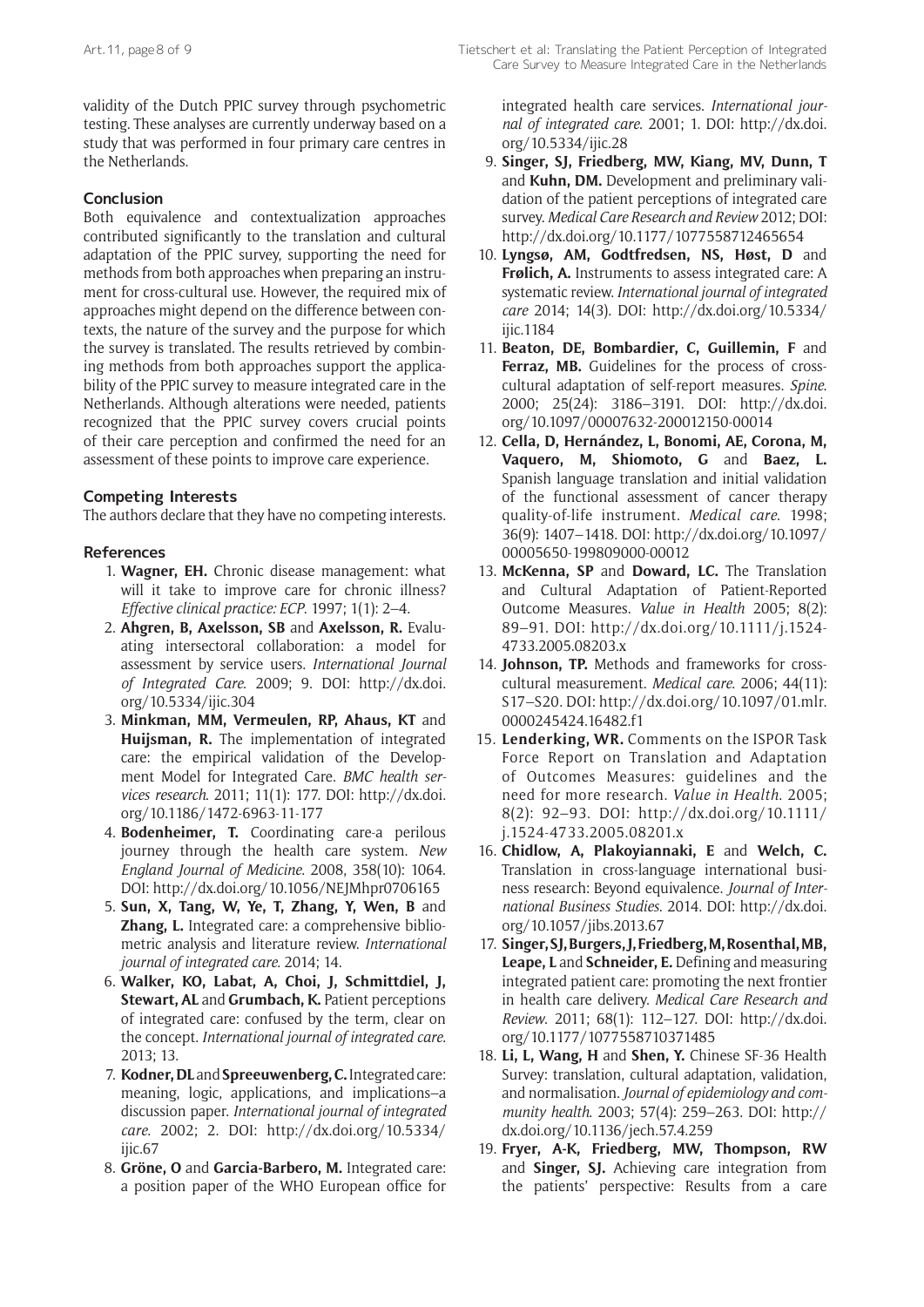validity of the Dutch PPIC survey through psychometric testing. These analyses are currently underway based on a study that was performed in four primary care centres in the Netherlands.

## Conclusion

Both equivalence and contextualization approaches contributed significantly to the translation and cultural adaptation of the PPIC survey, supporting the need for methods from both approaches when preparing an instrument for cross-cultural use. However, the required mix of approaches might depend on the difference between contexts, the nature of the survey and the purpose for which the survey is translated. The results retrieved by combining methods from both approaches support the applicability of the PPIC survey to measure integrated care in the Netherlands. Although alterations were needed, patients recognized that the PPIC survey covers crucial points of their care perception and confirmed the need for an assessment of these points to improve care experience.

## Competing Interests

The authors declare that they have no competing interests.

## References

1. **Wagner, EH.** Chronic disease management: what will it take to improve care for chronic illness? *Effective clinical practice: ECP*. 1997; 1(1): 2–4.
2. **Ahgren, B, Axelsson, SB** and **Axelsson, R.** Evaluating intersectoral collaboration: a model for assessment by service users. *International Journal of Integrated Care.* 2009; 9. DOI: http://dx.doi.org/10.5334/ijic.304
3. **Minkman, MM, Vermeulen, RP, Ahaus, KT** and **Huijsman, R.** The implementation of integrated care: the empirical validation of the Development Model for Integrated Care. *BMC health services research.* 2011; 11(1): 177. DOI: http://dx.doi.org/10.1186/1472-6963-11-177
4. **Bodenheimer, T.** Coordinating care-a perilous journey through the health care system. *New England Journal of Medicine*. 2008, 358(10): 1064. DOI: http://dx.doi.org/10.1056/NEJMhpr0706165
5. **Sun, X, Tang, W, Ye, T, Zhang, Y, Wen, B** and **Zhang, L.** Integrated care: a comprehensive bibliometric analysis and literature review. *International journal of integrated care.* 2014; 14.
6. **Walker, KO, Labat, A, Choi, J, Schmittdiel, J, Stewart, AL** and **Grumbach, K.** Patient perceptions of integrated care: confused by the term, clear on the concept. *International journal of integrated care*. 2013; 13.
7. **Kodner, DL** and **Spreeuwenberg, C.** Integrated care: meaning, logic, applications, and implications–a discussion paper. *International journal of integrated care.* 2002; 2. DOI: http://dx.doi.org/10.5334/ijic.67
8. **Gröne, O** and **Garcia-Barbero, M.** Integrated care: a position paper of the WHO European office for integrated health care services. *International journal of integrated care.* 2001; 1. DOI: http://dx.doi.org/10.5334/ijic.28
9. **Singer, SJ, Friedberg, MW, Kiang, MV, Dunn, T** and **Kuhn, DM.** Development and preliminary validation of the patient perceptions of integrated care survey. *Medical Care Research and Review* 2012; DOI: http://dx.doi.org/10.1177/1077558712465654
10. **Lyngsø, AM, Godtfredsen, NS, Høst, D** and **Frølich, A.** Instruments to assess integrated care: A systematic review. *International journal of integrated care* 2014; 14(3). DOI: http://dx.doi.org/10.5334/ijic.1184
11. **Beaton, DE, Bombardier, C, Guillemin, F** and **Ferraz, MB.** Guidelines for the process of cross-cultural adaptation of self-report measures. *Spine.* 2000; 25(24): 3186–3191. DOI: http://dx.doi.org/10.1097/00007632-200012150-00014
12. **Cella, D, Hernández, L, Bonomi, AE, Corona, M, Vaquero, M, Shiomoto, G** and **Baez, L.** Spanish language translation and initial validation of the functional assessment of cancer therapy quality-of-life instrument. *Medical care.* 1998; 36(9): 1407–1418. DOI: http://dx.doi.org/10.1097/00005650-199809000-00012
13. **McKenna, SP** and **Doward, LC.** The Translation and Cultural Adaptation of Patient-Reported Outcome Measures. *Value in Health* 2005; 8(2): 89–91. DOI: http://dx.doi.org/10.1111/j.1524-4733.2005.08203.x
14. **Johnson, TP.** Methods and frameworks for cross-cultural measurement. *Medical care.* 2006; 44(11): S17–S20. DOI: http://dx.doi.org/10.1097/01.mlr.0000245424.16482.f1
15. **Lenderking, WR.** Comments on the ISPOR Task Force Report on Translation and Adaptation of Outcomes Measures: guidelines and the need for more research. *Value in Health*. 2005; 8(2): 92–93. DOI: http://dx.doi.org/10.1111/j.1524-4733.2005.08201.x
16. **Chidlow, A, Plakoyiannaki, E** and **Welch, C.** Translation in cross-language international business research: Beyond equivalence. *Journal of International Business Studies*. 2014. DOI: http://dx.doi.org/10.1057/jibs.2013.67
17. **Singer, SJ, Burgers, J, Friedberg, M, Rosenthal, MB, Leape, L** and **Schneider, E.** Defining and measuring integrated patient care: promoting the next frontier in health care delivery. *Medical Care Research and Review.* 2011; 68(1): 112–127. DOI: http://dx.doi.org/10.1177/1077558710371485
18. **Li, L, Wang, H** and **Shen, Y.** Chinese SF-36 Health Survey: translation, cultural adaptation, validation, and normalisation. *Journal of epidemiology and community health.* 2003; 57(4): 259–263. DOI: http://dx.doi.org/10.1136/jech.57.4.259
19. **Fryer, A-K, Friedberg, MW, Thompson, RW** and **Singer, SJ.** Achieving care integration from the patients' perspective: Results from a care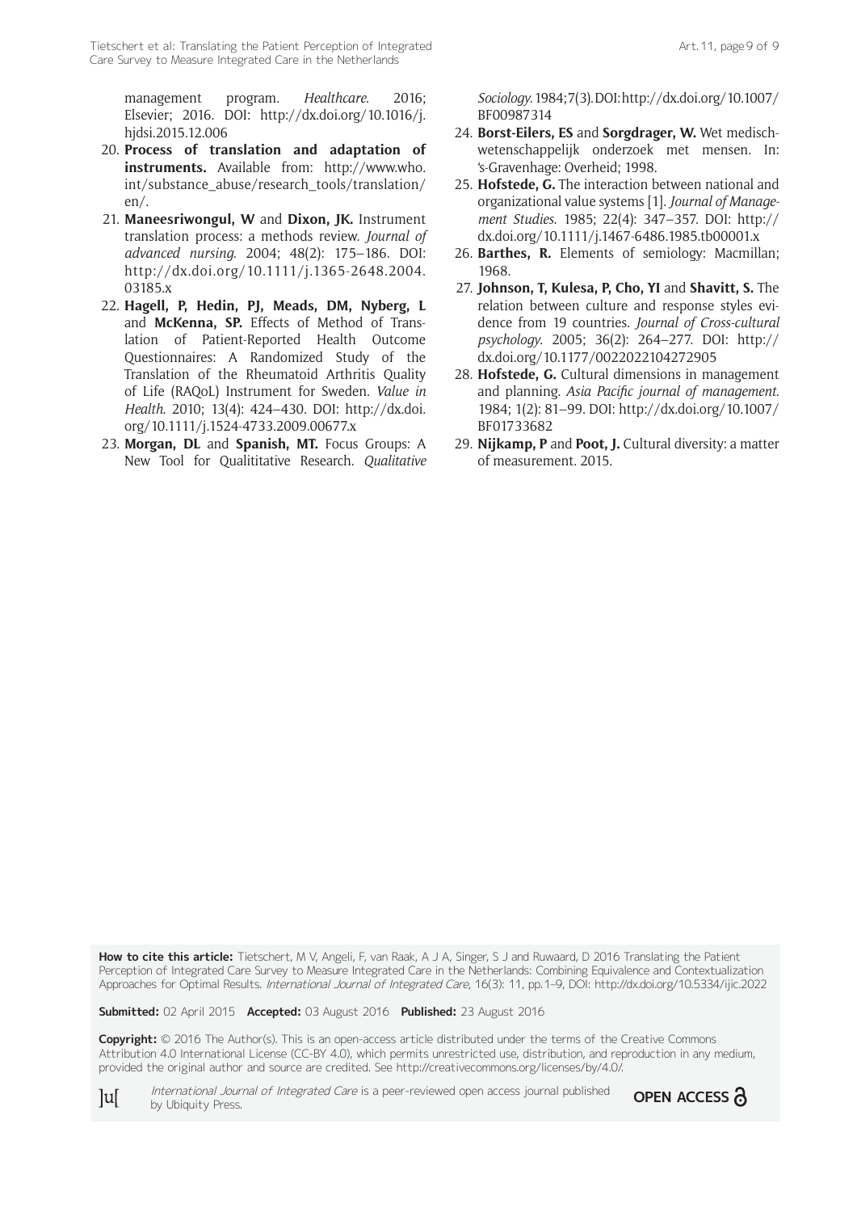management program. *Healthcare.* 2016; Elsevier; 2016. DOI: http://dx.doi.org/10.1016/j.hjdsi.2015.12.006

20. **Process of translation and adaptation of instruments.** Available from: http://www.who.int/substance_abuse/research_tools/translation/en/.
21. **Maneesriwongul, W** and **Dixon, JK.** Instrument translation process: a methods review. *Journal of advanced nursing.* 2004; 48(2): 175–186. DOI: http://dx.doi.org/10.1111/j.1365-2648.2004.03185.x
22. **Hagell, P, Hedin, PJ, Meads, DM, Nyberg, L** and **McKenna, SP.** Effects of Method of Translation of Patient-Reported Health Outcome Questionnaires: A Randomized Study of the Translation of the Rheumatoid Arthritis Quality of Life (RAQoL) Instrument for Sweden. *Value in Health.* 2010; 13(4): 424–430. DOI: http://dx.doi.org/10.1111/j.1524-4733.2009.00677.x
23. **Morgan, DL** and **Spanish, MT.** Focus Groups: A New Tool for Qualititative Research. *Qualitative Sociology.* 1984;7(3). DOI: http://dx.doi.org/10.1007/BF00987314
24. **Borst-Eilers, ES** and **Sorgdrager, W.** Wet medisch-wetenschappelijk onderzoek met mensen. In: 's-Gravenhage: Overheid; 1998.
25. **Hofstede, G.** The interaction between national and organizational value systems [1]. *Journal of Management Studies.* 1985; 22(4): 347–357. DOI: http://dx.doi.org/10.1111/j.1467-6486.1985.tb00001.x
26. **Barthes, R.** Elements of semiology: Macmillan; 1968.
27. **Johnson, T, Kulesa, P, Cho, YI** and **Shavitt, S.** The relation between culture and response styles evidence from 19 countries. *Journal of Cross-cultural psychology.* 2005; 36(2): 264–277. DOI: http://dx.doi.org/10.1177/0022022104272905
28. **Hofstede, G.** Cultural dimensions in management and planning. *Asia Pacific journal of management.* 1984; 1(2): 81–99. DOI: http://dx.doi.org/10.1007/BF01733682
29. **Nijkamp, P** and **Poot, J.** Cultural diversity: a matter of measurement. 2015.

**How to cite this article:** Tietschert, M V, Angeli, F, van Raak, A J A, Singer, S J and Ruwaard, D 2016 Translating the Patient Perception of Integrated Care Survey to Measure Integrated Care in the Netherlands: Combining Equivalence and Contextualization Approaches for Optimal Results. *International Journal of Integrated Care*, 16(3): 11, pp. 1–9, DOI: http://dx.doi.org/10.5334/ijic.2022

**Submitted:** 02 April 2015 **Accepted:** 03 August 2016 **Published:** 23 August 2016

**Copyright:** © 2016 The Author(s). This is an open-access article distributed under the terms of the Creative Commons Attribution 4.0 International License (CC-BY 4.0), which permits unrestricted use, distribution, and reproduction in any medium, provided the original author and source are credited. See http://creativecommons.org/licenses/by/4.0/.

*International Journal of Integrated Care* is a peer-reviewed open access journal published by Ubiquity Press. **OPEN ACCESS**